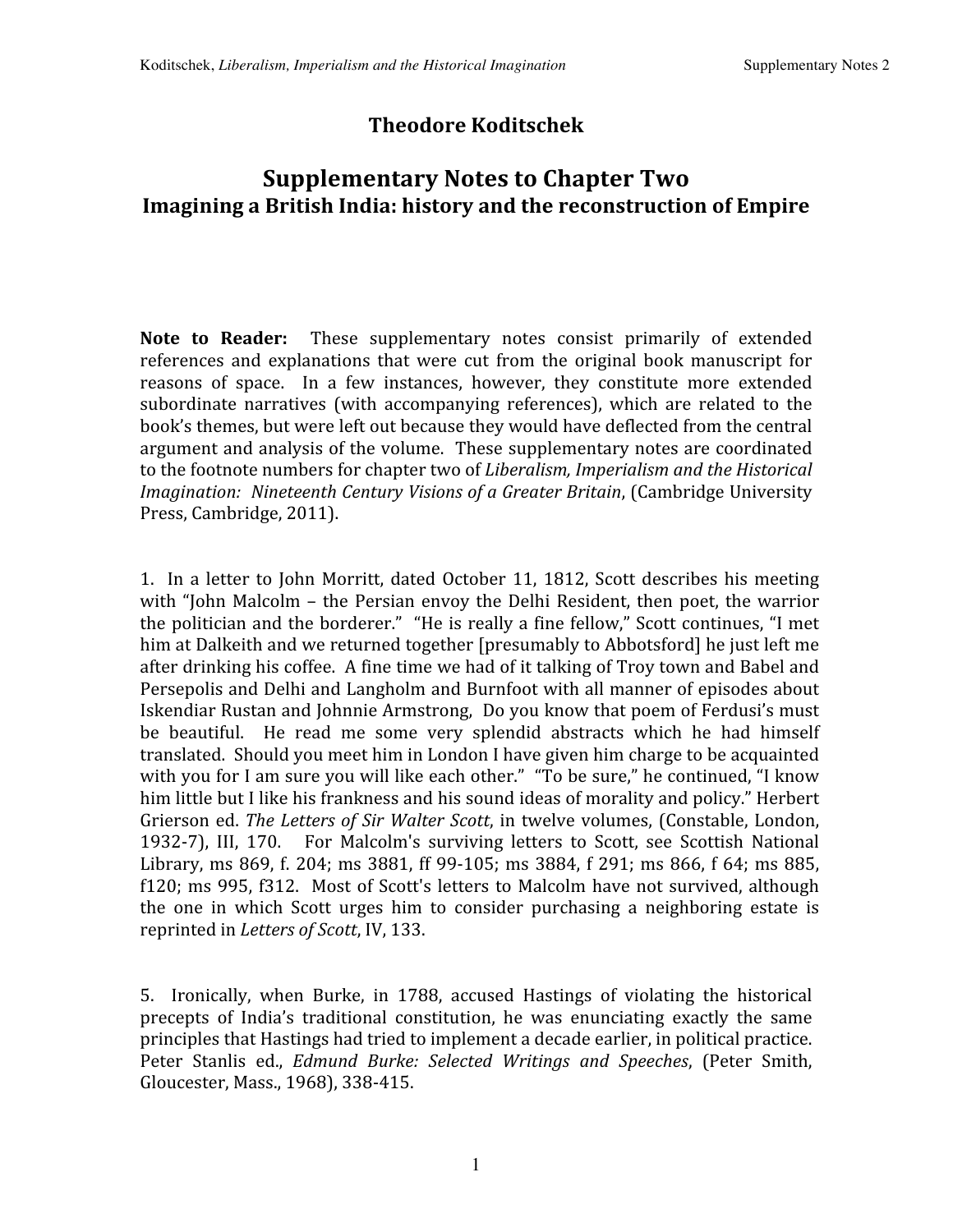# Theodore Koditschek

## Supplementary Notes to Chapter Two
### Imagining a British India: history and the reconstruction of Empire

**Note to Reader:** These supplementary notes consist primarily of extended references and explanations that were cut from the original book manuscript for reasons of space. In a few instances, however, they constitute more extended subordinate narratives (with accompanying references), which are related to the book's themes, but were left out because they would have deflected from the central argument and analysis of the volume. These supplementary notes are coordinated to the footnote numbers for chapter two of *Liberalism, Imperialism and the Historical Imagination: Nineteenth Century Visions of a Greater Britain*, (Cambridge University Press, Cambridge, 2011).

1. In a letter to John Morritt, dated October 11, 1812, Scott describes his meeting with "John Malcolm – the Persian envoy the Delhi Resident, then poet, the warrior the politician and the borderer." "He is really a fine fellow," Scott continues, "I met him at Dalkeith and we returned together [presumably to Abbotsford] he just left me after drinking his coffee. A fine time we had of it talking of Troy town and Babel and Persepolis and Delhi and Langholm and Burnfoot with all manner of episodes about Iskendiar Rustan and Johnnie Armstrong, Do you know that poem of Ferdusi's must be beautiful. He read me some very splendid abstracts which he had himself translated. Should you meet him in London I have given him charge to be acquainted with you for I am sure you will like each other." "To be sure," he continued, "I know him little but I like his frankness and his sound ideas of morality and policy." Herbert Grierson ed. *The Letters of Sir Walter Scott*, in twelve volumes, (Constable, London, 1932-7), III, 170. For Malcolm's surviving letters to Scott, see Scottish National Library, ms 869, f. 204; ms 3881, ff 99-105; ms 3884, f 291; ms 866, f 64; ms 885, f120; ms 995, f312. Most of Scott's letters to Malcolm have not survived, although the one in which Scott urges him to consider purchasing a neighboring estate is reprinted in *Letters of Scott*, IV, 133.

5. Ironically, when Burke, in 1788, accused Hastings of violating the historical precepts of India's traditional constitution, he was enunciating exactly the same principles that Hastings had tried to implement a decade earlier, in political practice. Peter Stanlis ed., *Edmund Burke: Selected Writings and Speeches*, (Peter Smith, Gloucester, Mass., 1968), 338-415.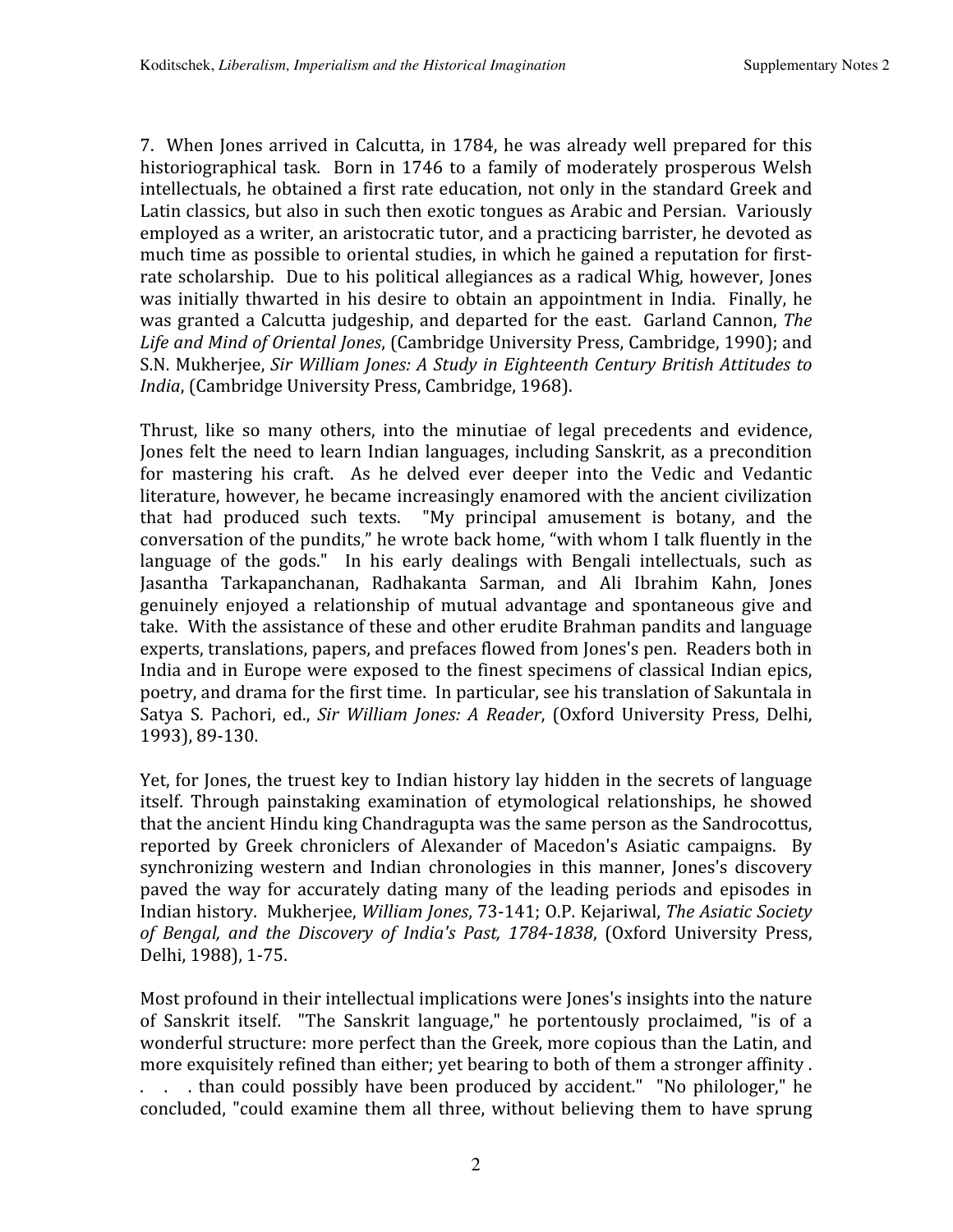7. When Jones arrived in Calcutta, in 1784, he was already well prepared for this historiographical task. Born in 1746 to a family of moderately prosperous Welsh intellectuals, he obtained a first rate education, not only in the standard Greek and Latin classics, but also in such then exotic tongues as Arabic and Persian. Variously employed as a writer, an aristocratic tutor, and a practicing barrister, he devoted as much time as possible to oriental studies, in which he gained a reputation for first-rate scholarship. Due to his political allegiances as a radical Whig, however, Jones was initially thwarted in his desire to obtain an appointment in India. Finally, he was granted a Calcutta judgeship, and departed for the east. Garland Cannon, *The Life and Mind of Oriental Jones*, (Cambridge University Press, Cambridge, 1990); and S.N. Mukherjee, *Sir William Jones: A Study in Eighteenth Century British Attitudes to India*, (Cambridge University Press, Cambridge, 1968).

Thrust, like so many others, into the minutiae of legal precedents and evidence, Jones felt the need to learn Indian languages, including Sanskrit, as a precondition for mastering his craft. As he delved ever deeper into the Vedic and Vedantic literature, however, he became increasingly enamored with the ancient civilization that had produced such texts. "My principal amusement is botany, and the conversation of the pundits," he wrote back home, "with whom I talk fluently in the language of the gods." In his early dealings with Bengali intellectuals, such as Jasantha Tarkapanchanan, Radhakanta Sarman, and Ali Ibrahim Kahn, Jones genuinely enjoyed a relationship of mutual advantage and spontaneous give and take. With the assistance of these and other erudite Brahman pandits and language experts, translations, papers, and prefaces flowed from Jones's pen. Readers both in India and in Europe were exposed to the finest specimens of classical Indian epics, poetry, and drama for the first time. In particular, see his translation of Sakuntala in Satya S. Pachori, ed., *Sir William Jones: A Reader*, (Oxford University Press, Delhi, 1993), 89-130.

Yet, for Jones, the truest key to Indian history lay hidden in the secrets of language itself. Through painstaking examination of etymological relationships, he showed that the ancient Hindu king Chandragupta was the same person as the Sandrocottus, reported by Greek chroniclers of Alexander of Macedon's Asiatic campaigns. By synchronizing western and Indian chronologies in this manner, Jones's discovery paved the way for accurately dating many of the leading periods and episodes in Indian history. Mukherjee, *William Jones*, 73-141; O.P. Kejariwal, *The Asiatic Society of Bengal, and the Discovery of India's Past, 1784-1838*, (Oxford University Press, Delhi, 1988), 1-75.

Most profound in their intellectual implications were Jones's insights into the nature of Sanskrit itself. "The Sanskrit language," he portentously proclaimed, "is of a wonderful structure: more perfect than the Greek, more copious than the Latin, and more exquisitely refined than either; yet bearing to both of them a stronger affinity . . . . than could possibly have been produced by accident." "No philologer," he concluded, "could examine them all three, without believing them to have sprung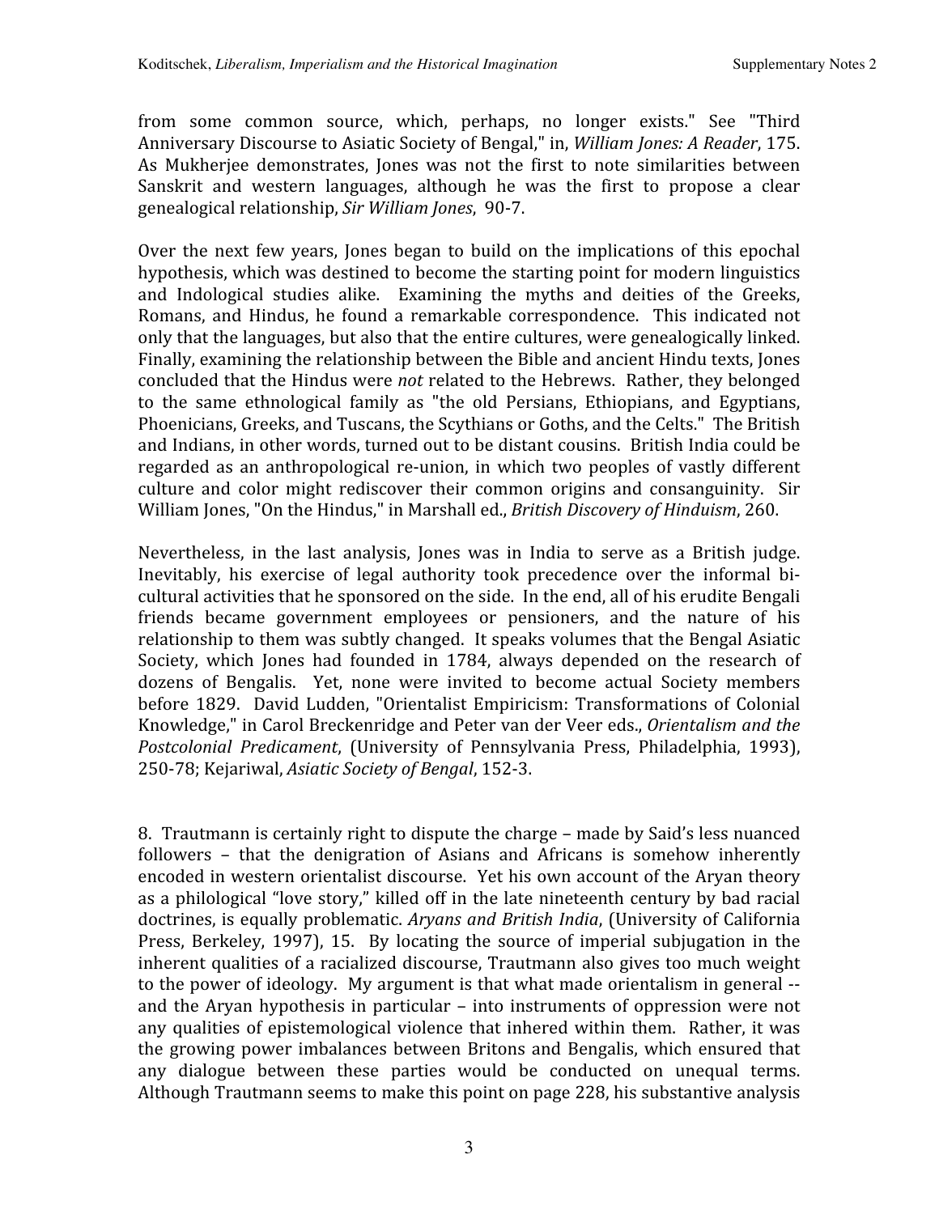from some common source, which, perhaps, no longer exists." See "Third Anniversary Discourse to Asiatic Society of Bengal," in, *William Jones: A Reader*, 175. As Mukherjee demonstrates, Jones was not the first to note similarities between Sanskrit and western languages, although he was the first to propose a clear genealogical relationship, *Sir William Jones*, 90-7.

Over the next few years, Jones began to build on the implications of this epochal hypothesis, which was destined to become the starting point for modern linguistics and Indological studies alike. Examining the myths and deities of the Greeks, Romans, and Hindus, he found a remarkable correspondence. This indicated not only that the languages, but also that the entire cultures, were genealogically linked. Finally, examining the relationship between the Bible and ancient Hindu texts, Jones concluded that the Hindus were *not* related to the Hebrews. Rather, they belonged to the same ethnological family as "the old Persians, Ethiopians, and Egyptians, Phoenicians, Greeks, and Tuscans, the Scythians or Goths, and the Celts." The British and Indians, in other words, turned out to be distant cousins. British India could be regarded as an anthropological re-union, in which two peoples of vastly different culture and color might rediscover their common origins and consanguinity. Sir William Jones, "On the Hindus," in Marshall ed., *British Discovery of Hinduism*, 260.

Nevertheless, in the last analysis, Jones was in India to serve as a British judge. Inevitably, his exercise of legal authority took precedence over the informal bi-cultural activities that he sponsored on the side. In the end, all of his erudite Bengali friends became government employees or pensioners, and the nature of his relationship to them was subtly changed. It speaks volumes that the Bengal Asiatic Society, which Jones had founded in 1784, always depended on the research of dozens of Bengalis. Yet, none were invited to become actual Society members before 1829. David Ludden, "Orientalist Empiricism: Transformations of Colonial Knowledge," in Carol Breckenridge and Peter van der Veer eds., *Orientalism and the Postcolonial Predicament*, (University of Pennsylvania Press, Philadelphia, 1993), 250-78; Kejariwal, *Asiatic Society of Bengal*, 152-3.

8. Trautmann is certainly right to dispute the charge – made by Said's less nuanced followers – that the denigration of Asians and Africans is somehow inherently encoded in western orientalist discourse. Yet his own account of the Aryan theory as a philological "love story," killed off in the late nineteenth century by bad racial doctrines, is equally problematic. *Aryans and British India*, (University of California Press, Berkeley, 1997), 15. By locating the source of imperial subjugation in the inherent qualities of a racialized discourse, Trautmann also gives too much weight to the power of ideology. My argument is that what made orientalism in general -- and the Aryan hypothesis in particular – into instruments of oppression were not any qualities of epistemological violence that inhered within them. Rather, it was the growing power imbalances between Britons and Bengalis, which ensured that any dialogue between these parties would be conducted on unequal terms. Although Trautmann seems to make this point on page 228, his substantive analysis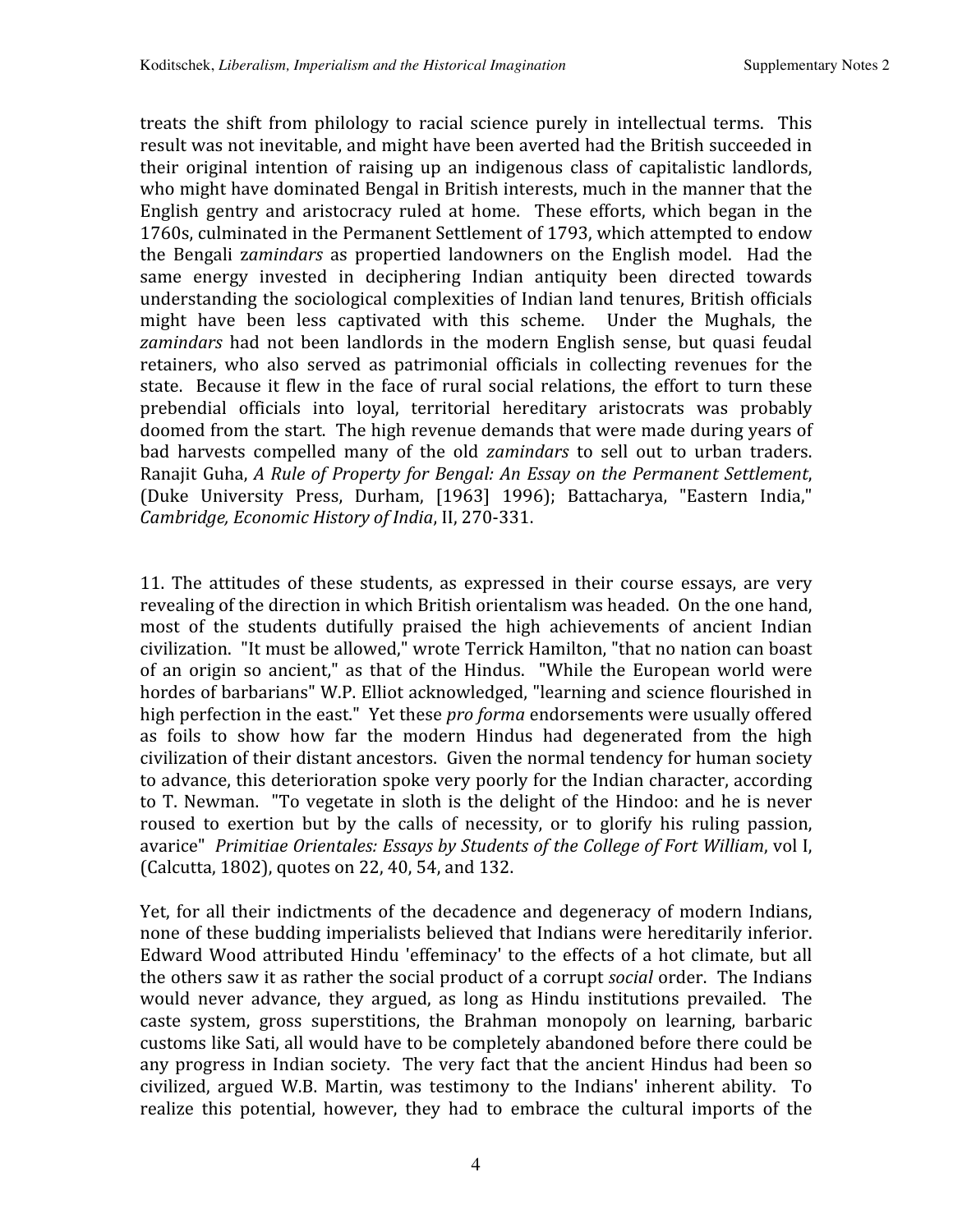treats the shift from philology to racial science purely in intellectual terms. This result was not inevitable, and might have been averted had the British succeeded in their original intention of raising up an indigenous class of capitalistic landlords, who might have dominated Bengal in British interests, much in the manner that the English gentry and aristocracy ruled at home. These efforts, which began in the 1760s, culminated in the Permanent Settlement of 1793, which attempted to endow the Bengali z*amindars* as propertied landowners on the English model. Had the same energy invested in deciphering Indian antiquity been directed towards understanding the sociological complexities of Indian land tenures, British officials might have been less captivated with this scheme. Under the Mughals, the *zamindars* had not been landlords in the modern English sense, but quasi feudal retainers, who also served as patrimonial officials in collecting revenues for the state. Because it flew in the face of rural social relations, the effort to turn these prebendial officials into loyal, territorial hereditary aristocrats was probably doomed from the start. The high revenue demands that were made during years of bad harvests compelled many of the old *zamindars* to sell out to urban traders. Ranajit Guha, *A Rule of Property for Bengal: An Essay on the Permanent Settlement*, (Duke University Press, Durham, [1963] 1996); Battacharya, "Eastern India," *Cambridge, Economic History of India*, II, 270-331.

11. The attitudes of these students, as expressed in their course essays, are very revealing of the direction in which British orientalism was headed. On the one hand, most of the students dutifully praised the high achievements of ancient Indian civilization. "It must be allowed," wrote Terrick Hamilton, "that no nation can boast of an origin so ancient," as that of the Hindus. "While the European world were hordes of barbarians" W.P. Elliot acknowledged, "learning and science flourished in high perfection in the east." Yet these *pro forma* endorsements were usually offered as foils to show how far the modern Hindus had degenerated from the high civilization of their distant ancestors. Given the normal tendency for human society to advance, this deterioration spoke very poorly for the Indian character, according to T. Newman. "To vegetate in sloth is the delight of the Hindoo: and he is never roused to exertion but by the calls of necessity, or to glorify his ruling passion, avarice" *Primitiae Orientales: Essays by Students of the College of Fort William*, vol I, (Calcutta, 1802), quotes on 22, 40, 54, and 132.

Yet, for all their indictments of the decadence and degeneracy of modern Indians, none of these budding imperialists believed that Indians were hereditarily inferior. Edward Wood attributed Hindu 'effeminacy' to the effects of a hot climate, but all the others saw it as rather the social product of a corrupt *social* order. The Indians would never advance, they argued, as long as Hindu institutions prevailed. The caste system, gross superstitions, the Brahman monopoly on learning, barbaric customs like Sati, all would have to be completely abandoned before there could be any progress in Indian society. The very fact that the ancient Hindus had been so civilized, argued W.B. Martin, was testimony to the Indians' inherent ability. To realize this potential, however, they had to embrace the cultural imports of the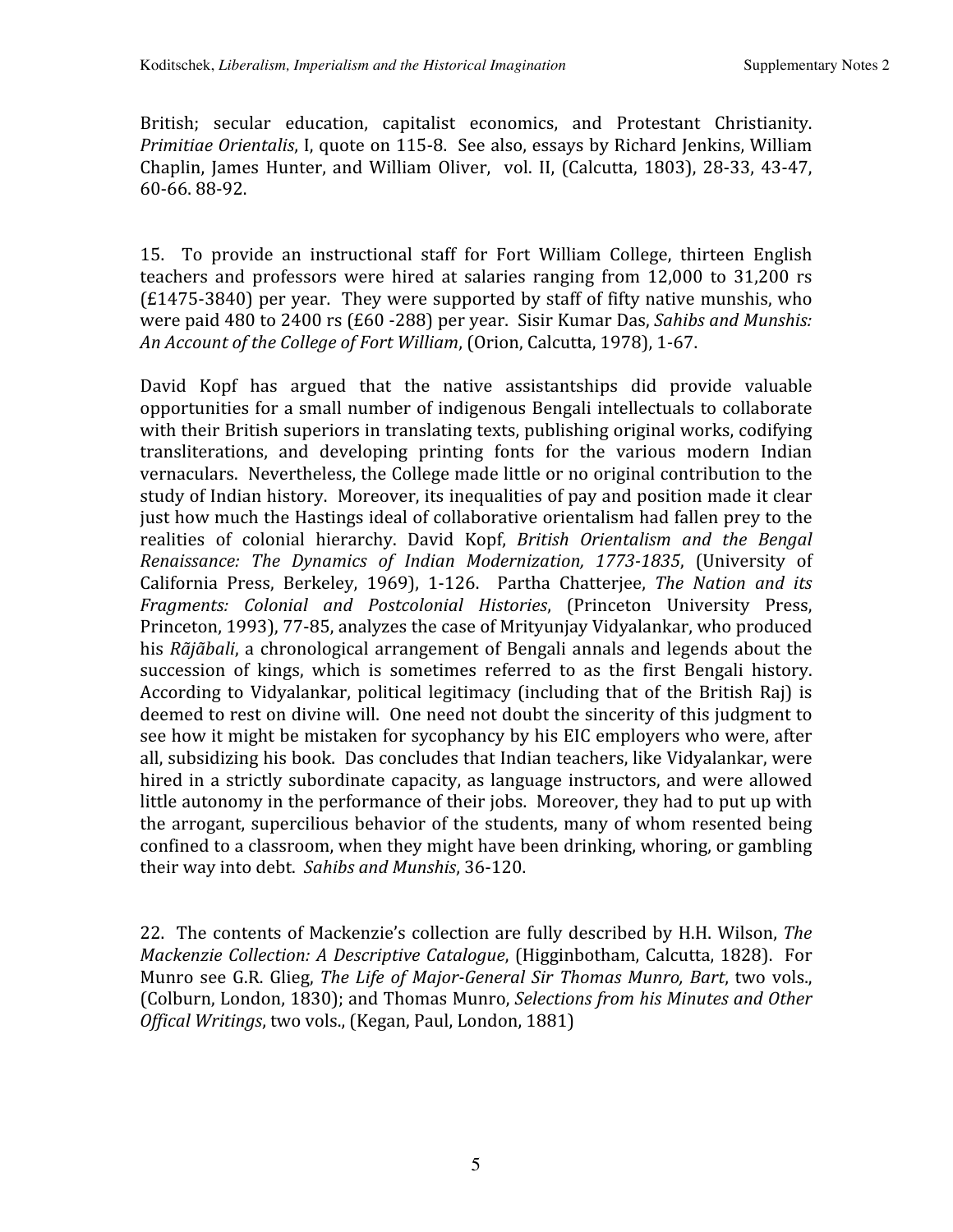British; secular education, capitalist economics, and Protestant Christianity. *Primitiae Orientalis*, I, quote on 115-8. See also, essays by Richard Jenkins, William Chaplin, James Hunter, and William Oliver, vol. II, (Calcutta, 1803), 28-33, 43-47, 60-66. 88-92.

15. To provide an instructional staff for Fort William College, thirteen English teachers and professors were hired at salaries ranging from 12,000 to 31,200 rs (£1475-3840) per year. They were supported by staff of fifty native munshis, who were paid 480 to 2400 rs (£60 -288) per year. Sisir Kumar Das, *Sahibs and Munshis: An Account of the College of Fort William*, (Orion, Calcutta, 1978), 1-67.

David Kopf has argued that the native assistantships did provide valuable opportunities for a small number of indigenous Bengali intellectuals to collaborate with their British superiors in translating texts, publishing original works, codifying transliterations, and developing printing fonts for the various modern Indian vernaculars. Nevertheless, the College made little or no original contribution to the study of Indian history. Moreover, its inequalities of pay and position made it clear just how much the Hastings ideal of collaborative orientalism had fallen prey to the realities of colonial hierarchy. David Kopf, *British Orientalism and the Bengal Renaissance: The Dynamics of Indian Modernization, 1773-1835*, (University of California Press, Berkeley, 1969), 1-126. Partha Chatterjee, *The Nation and its Fragments: Colonial and Postcolonial Histories*, (Princeton University Press, Princeton, 1993), 77-85, analyzes the case of Mrityunjay Vidyalankar, who produced his *Rãjãbali*, a chronological arrangement of Bengali annals and legends about the succession of kings, which is sometimes referred to as the first Bengali history. According to Vidyalankar, political legitimacy (including that of the British Raj) is deemed to rest on divine will. One need not doubt the sincerity of this judgment to see how it might be mistaken for sycophancy by his EIC employers who were, after all, subsidizing his book. Das concludes that Indian teachers, like Vidyalankar, were hired in a strictly subordinate capacity, as language instructors, and were allowed little autonomy in the performance of their jobs. Moreover, they had to put up with the arrogant, supercilious behavior of the students, many of whom resented being confined to a classroom, when they might have been drinking, whoring, or gambling their way into debt. *Sahibs and Munshis*, 36-120.

22. The contents of Mackenzie's collection are fully described by H.H. Wilson, *The Mackenzie Collection: A Descriptive Catalogue*, (Higginbotham, Calcutta, 1828). For Munro see G.R. Glieg, *The Life of Major-General Sir Thomas Munro, Bart*, two vols., (Colburn, London, 1830); and Thomas Munro, *Selections from his Minutes and Other Offical Writings*, two vols., (Kegan, Paul, London, 1881)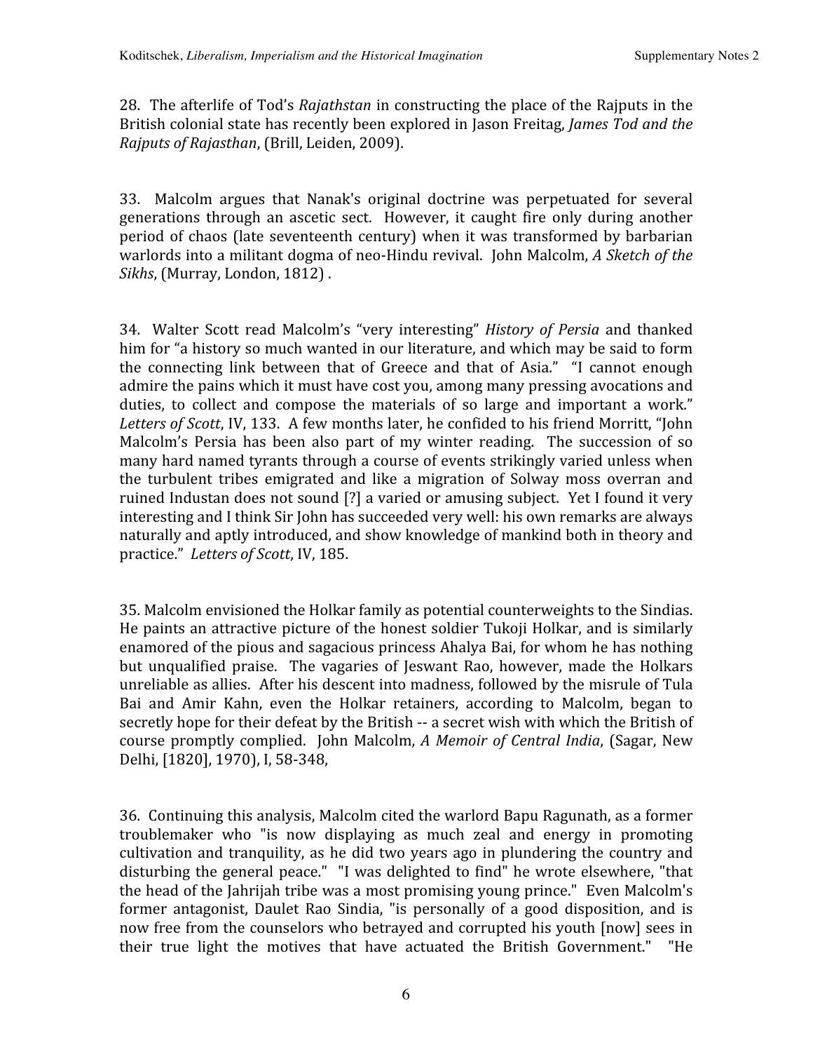28. The afterlife of Tod's *Rajathstan* in constructing the place of the Rajputs in the British colonial state has recently been explored in Jason Freitag, *James Tod and the Rajputs of Rajasthan*, (Brill, Leiden, 2009).

33. Malcolm argues that Nanak's original doctrine was perpetuated for several generations through an ascetic sect. However, it caught fire only during another period of chaos (late seventeenth century) when it was transformed by barbarian warlords into a militant dogma of neo-Hindu revival. John Malcolm, *A Sketch of the Sikhs*, (Murray, London, 1812) .

34. Walter Scott read Malcolm's "very interesting" *History of Persia* and thanked him for "a history so much wanted in our literature, and which may be said to form the connecting link between that of Greece and that of Asia." "I cannot enough admire the pains which it must have cost you, among many pressing avocations and duties, to collect and compose the materials of so large and important a work." *Letters of Scott*, IV, 133. A few months later, he confided to his friend Morritt, "John Malcolm's Persia has been also part of my winter reading. The succession of so many hard named tyrants through a course of events strikingly varied unless when the turbulent tribes emigrated and like a migration of Solway moss overran and ruined Industan does not sound [?] a varied or amusing subject. Yet I found it very interesting and I think Sir John has succeeded very well: his own remarks are always naturally and aptly introduced, and show knowledge of mankind both in theory and practice." *Letters of Scott*, IV, 185.

35. Malcolm envisioned the Holkar family as potential counterweights to the Sindias. He paints an attractive picture of the honest soldier Tukoji Holkar, and is similarly enamored of the pious and sagacious princess Ahalya Bai, for whom he has nothing but unqualified praise. The vagaries of Jeswant Rao, however, made the Holkars unreliable as allies. After his descent into madness, followed by the misrule of Tula Bai and Amir Kahn, even the Holkar retainers, according to Malcolm, began to secretly hope for their defeat by the British -- a secret wish with which the British of course promptly complied. John Malcolm, *A Memoir of Central India*, (Sagar, New Delhi, [1820], 1970), I, 58-348,

36. Continuing this analysis, Malcolm cited the warlord Bapu Ragunath, as a former troublemaker who "is now displaying as much zeal and energy in promoting cultivation and tranquility, as he did two years ago in plundering the country and disturbing the general peace." "I was delighted to find" he wrote elsewhere, "that the head of the Jahrijah tribe was a most promising young prince." Even Malcolm's former antagonist, Daulet Rao Sindia, "is personally of a good disposition, and is now free from the counselors who betrayed and corrupted his youth [now] sees in their true light the motives that have actuated the British Government." "He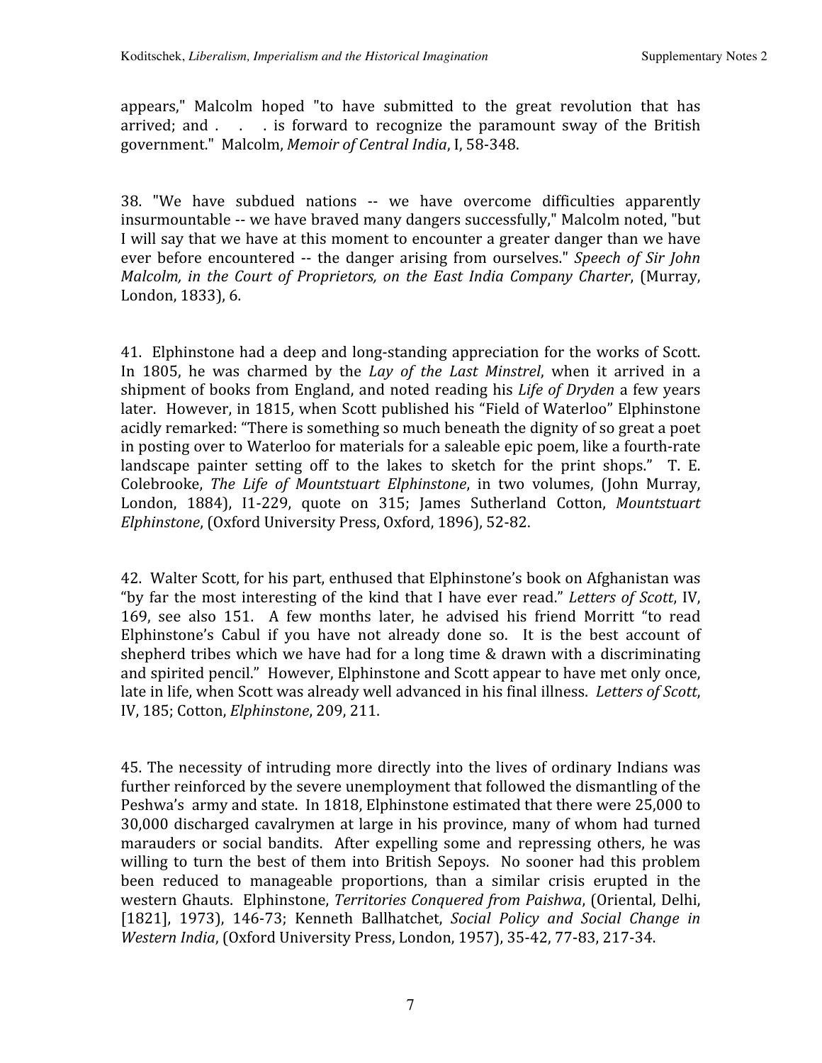appears," Malcolm hoped "to have submitted to the great revolution that has arrived; and . . . is forward to recognize the paramount sway of the British government." Malcolm, *Memoir of Central India*, I, 58-348.

38. "We have subdued nations -- we have overcome difficulties apparently insurmountable -- we have braved many dangers successfully," Malcolm noted, "but I will say that we have at this moment to encounter a greater danger than we have ever before encountered -- the danger arising from ourselves." *Speech of Sir John Malcolm, in the Court of Proprietors, on the East India Company Charter*, (Murray, London, 1833), 6.

41. Elphinstone had a deep and long-standing appreciation for the works of Scott. In 1805, he was charmed by the *Lay of the Last Minstrel*, when it arrived in a shipment of books from England, and noted reading his *Life of Dryden* a few years later. However, in 1815, when Scott published his "Field of Waterloo" Elphinstone acidly remarked: "There is something so much beneath the dignity of so great a poet in posting over to Waterloo for materials for a saleable epic poem, like a fourth-rate landscape painter setting off to the lakes to sketch for the print shops." T. E. Colebrooke, *The Life of Mountstuart Elphinstone*, in two volumes, (John Murray, London, 1884), I1-229, quote on 315; James Sutherland Cotton, *Mountstuart Elphinstone*, (Oxford University Press, Oxford, 1896), 52-82.

42. Walter Scott, for his part, enthused that Elphinstone's book on Afghanistan was "by far the most interesting of the kind that I have ever read." *Letters of Scott*, IV, 169, see also 151. A few months later, he advised his friend Morritt "to read Elphinstone's Cabul if you have not already done so. It is the best account of shepherd tribes which we have had for a long time & drawn with a discriminating and spirited pencil." However, Elphinstone and Scott appear to have met only once, late in life, when Scott was already well advanced in his final illness. *Letters of Scott*, IV, 185; Cotton, *Elphinstone*, 209, 211.

45. The necessity of intruding more directly into the lives of ordinary Indians was further reinforced by the severe unemployment that followed the dismantling of the Peshwa's army and state. In 1818, Elphinstone estimated that there were 25,000 to 30,000 discharged cavalrymen at large in his province, many of whom had turned marauders or social bandits. After expelling some and repressing others, he was willing to turn the best of them into British Sepoys. No sooner had this problem been reduced to manageable proportions, than a similar crisis erupted in the western Ghauts. Elphinstone, *Territories Conquered from Paishwa*, (Oriental, Delhi, [1821], 1973), 146-73; Kenneth Ballhatchet, *Social Policy and Social Change in Western India*, (Oxford University Press, London, 1957), 35-42, 77-83, 217-34.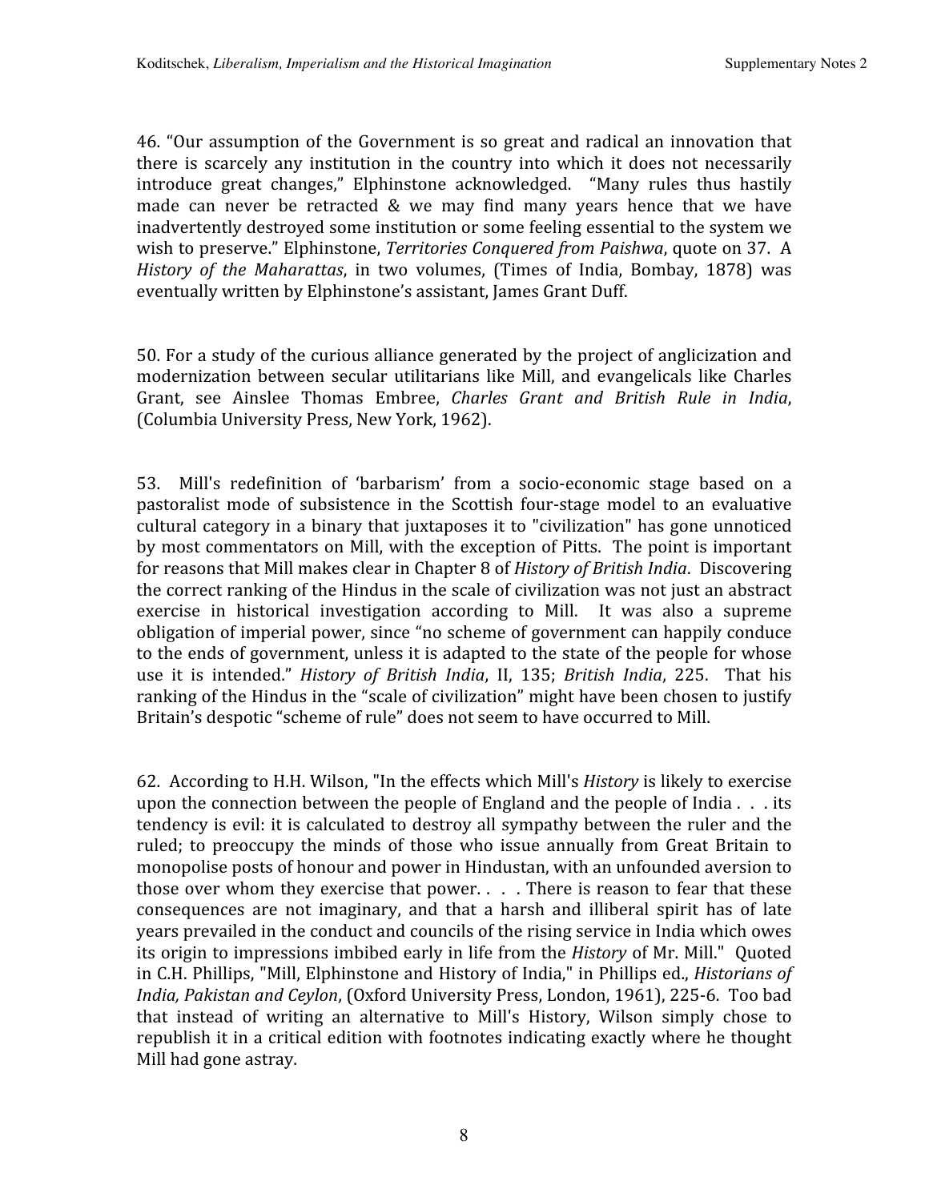46. "Our assumption of the Government is so great and radical an innovation that there is scarcely any institution in the country into which it does not necessarily introduce great changes," Elphinstone acknowledged. "Many rules thus hastily made can never be retracted & we may find many years hence that we have inadvertently destroyed some institution or some feeling essential to the system we wish to preserve." Elphinstone, *Territories Conquered from Paishwa*, quote on 37. A *History of the Maharattas*, in two volumes, (Times of India, Bombay, 1878) was eventually written by Elphinstone's assistant, James Grant Duff.

50. For a study of the curious alliance generated by the project of anglicization and modernization between secular utilitarians like Mill, and evangelicals like Charles Grant, see Ainslee Thomas Embree, *Charles Grant and British Rule in India*, (Columbia University Press, New York, 1962).

53. Mill's redefinition of 'barbarism' from a socio-economic stage based on a pastoralist mode of subsistence in the Scottish four-stage model to an evaluative cultural category in a binary that juxtaposes it to "civilization" has gone unnoticed by most commentators on Mill, with the exception of Pitts. The point is important for reasons that Mill makes clear in Chapter 8 of *History of British India*. Discovering the correct ranking of the Hindus in the scale of civilization was not just an abstract exercise in historical investigation according to Mill. It was also a supreme obligation of imperial power, since "no scheme of government can happily conduce to the ends of government, unless it is adapted to the state of the people for whose use it is intended." *History of British India*, II, 135; *British India*, 225. That his ranking of the Hindus in the "scale of civilization" might have been chosen to justify Britain's despotic "scheme of rule" does not seem to have occurred to Mill.

62. According to H.H. Wilson, "In the effects which Mill's *History* is likely to exercise upon the connection between the people of England and the people of India . . . its tendency is evil: it is calculated to destroy all sympathy between the ruler and the ruled; to preoccupy the minds of those who issue annually from Great Britain to monopolise posts of honour and power in Hindustan, with an unfounded aversion to those over whom they exercise that power. . . . There is reason to fear that these consequences are not imaginary, and that a harsh and illiberal spirit has of late years prevailed in the conduct and councils of the rising service in India which owes its origin to impressions imbibed early in life from the *History* of Mr. Mill." Quoted in C.H. Phillips, "Mill, Elphinstone and History of India," in Phillips ed., *Historians of India, Pakistan and Ceylon*, (Oxford University Press, London, 1961), 225-6. Too bad that instead of writing an alternative to Mill's History, Wilson simply chose to republish it in a critical edition with footnotes indicating exactly where he thought Mill had gone astray.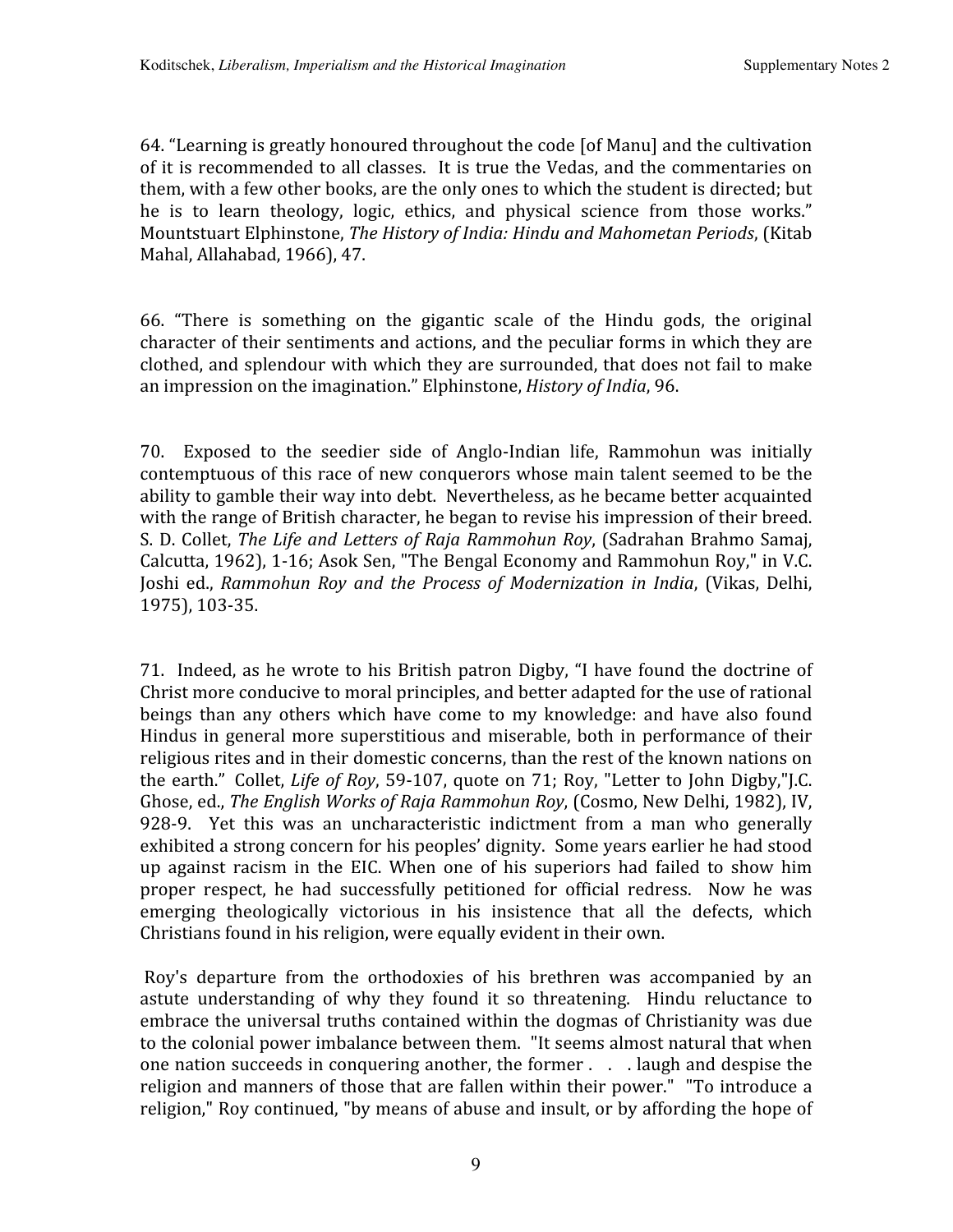64. "Learning is greatly honoured throughout the code [of Manu] and the cultivation of it is recommended to all classes. It is true the Vedas, and the commentaries on them, with a few other books, are the only ones to which the student is directed; but he is to learn theology, logic, ethics, and physical science from those works." Mountstuart Elphinstone, *The History of India: Hindu and Mahometan Periods*, (Kitab Mahal, Allahabad, 1966), 47.

66. "There is something on the gigantic scale of the Hindu gods, the original character of their sentiments and actions, and the peculiar forms in which they are clothed, and splendour with which they are surrounded, that does not fail to make an impression on the imagination." Elphinstone, *History of India*, 96.

70. Exposed to the seedier side of Anglo-Indian life, Rammohun was initially contemptuous of this race of new conquerors whose main talent seemed to be the ability to gamble their way into debt. Nevertheless, as he became better acquainted with the range of British character, he began to revise his impression of their breed. S. D. Collet, *The Life and Letters of Raja Rammohun Roy*, (Sadrahan Brahmo Samaj, Calcutta, 1962), 1-16; Asok Sen, "The Bengal Economy and Rammohun Roy," in V.C. Joshi ed., *Rammohun Roy and the Process of Modernization in India*, (Vikas, Delhi, 1975), 103-35.

71. Indeed, as he wrote to his British patron Digby, "I have found the doctrine of Christ more conducive to moral principles, and better adapted for the use of rational beings than any others which have come to my knowledge: and have also found Hindus in general more superstitious and miserable, both in performance of their religious rites and in their domestic concerns, than the rest of the known nations on the earth." Collet, *Life of Roy*, 59-107, quote on 71; Roy, "Letter to John Digby,"J.C. Ghose, ed., *The English Works of Raja Rammohun Roy*, (Cosmo, New Delhi, 1982), IV, 928-9. Yet this was an uncharacteristic indictment from a man who generally exhibited a strong concern for his peoples' dignity. Some years earlier he had stood up against racism in the EIC. When one of his superiors had failed to show him proper respect, he had successfully petitioned for official redress. Now he was emerging theologically victorious in his insistence that all the defects, which Christians found in his religion, were equally evident in their own.

Roy's departure from the orthodoxies of his brethren was accompanied by an astute understanding of why they found it so threatening. Hindu reluctance to embrace the universal truths contained within the dogmas of Christianity was due to the colonial power imbalance between them. "It seems almost natural that when one nation succeeds in conquering another, the former . . . laugh and despise the religion and manners of those that are fallen within their power." "To introduce a religion," Roy continued, "by means of abuse and insult, or by affording the hope of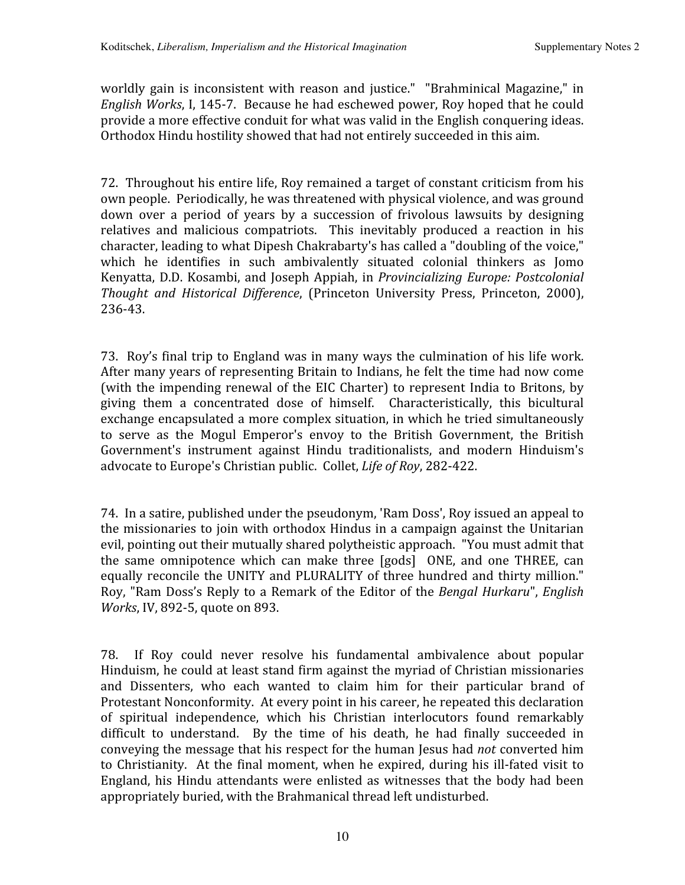worldly gain is inconsistent with reason and justice." "Brahminical Magazine," in *English Works*, I, 145-7. Because he had eschewed power, Roy hoped that he could provide a more effective conduit for what was valid in the English conquering ideas. Orthodox Hindu hostility showed that had not entirely succeeded in this aim.

72. Throughout his entire life, Roy remained a target of constant criticism from his own people. Periodically, he was threatened with physical violence, and was ground down over a period of years by a succession of frivolous lawsuits by designing relatives and malicious compatriots. This inevitably produced a reaction in his character, leading to what Dipesh Chakrabarty's has called a "doubling of the voice," which he identifies in such ambivalently situated colonial thinkers as Jomo Kenyatta, D.D. Kosambi, and Joseph Appiah, in *Provincializing Europe: Postcolonial Thought and Historical Difference*, (Princeton University Press, Princeton, 2000), 236-43.

73. Roy's final trip to England was in many ways the culmination of his life work. After many years of representing Britain to Indians, he felt the time had now come (with the impending renewal of the EIC Charter) to represent India to Britons, by giving them a concentrated dose of himself. Characteristically, this bicultural exchange encapsulated a more complex situation, in which he tried simultaneously to serve as the Mogul Emperor's envoy to the British Government, the British Government's instrument against Hindu traditionalists, and modern Hinduism's advocate to Europe's Christian public. Collet, *Life of Roy*, 282-422.

74. In a satire, published under the pseudonym, 'Ram Doss', Roy issued an appeal to the missionaries to join with orthodox Hindus in a campaign against the Unitarian evil, pointing out their mutually shared polytheistic approach. "You must admit that the same omnipotence which can make three [gods] ONE, and one THREE, can equally reconcile the UNITY and PLURALITY of three hundred and thirty million." Roy, "Ram Doss's Reply to a Remark of the Editor of the *Bengal Hurkaru*", *English Works*, IV, 892-5, quote on 893.

78. If Roy could never resolve his fundamental ambivalence about popular Hinduism, he could at least stand firm against the myriad of Christian missionaries and Dissenters, who each wanted to claim him for their particular brand of Protestant Nonconformity. At every point in his career, he repeated this declaration of spiritual independence, which his Christian interlocutors found remarkably difficult to understand. By the time of his death, he had finally succeeded in conveying the message that his respect for the human Jesus had *not* converted him to Christianity. At the final moment, when he expired, during his ill-fated visit to England, his Hindu attendants were enlisted as witnesses that the body had been appropriately buried, with the Brahmanical thread left undisturbed.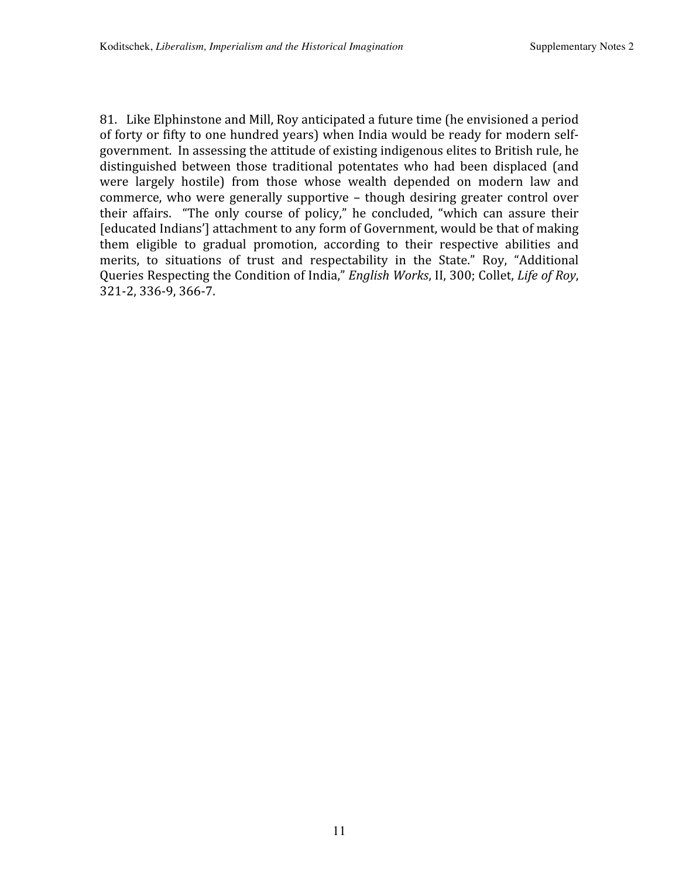81. Like Elphinstone and Mill, Roy anticipated a future time (he envisioned a period of forty or fifty to one hundred years) when India would be ready for modern self-government. In assessing the attitude of existing indigenous elites to British rule, he distinguished between those traditional potentates who had been displaced (and were largely hostile) from those whose wealth depended on modern law and commerce, who were generally supportive – though desiring greater control over their affairs. "The only course of policy," he concluded, "which can assure their [educated Indians'] attachment to any form of Government, would be that of making them eligible to gradual promotion, according to their respective abilities and merits, to situations of trust and respectability in the State." Roy, "Additional Queries Respecting the Condition of India," *English Works*, II, 300; Collet, *Life of Roy*, 321-2, 336-9, 366-7.